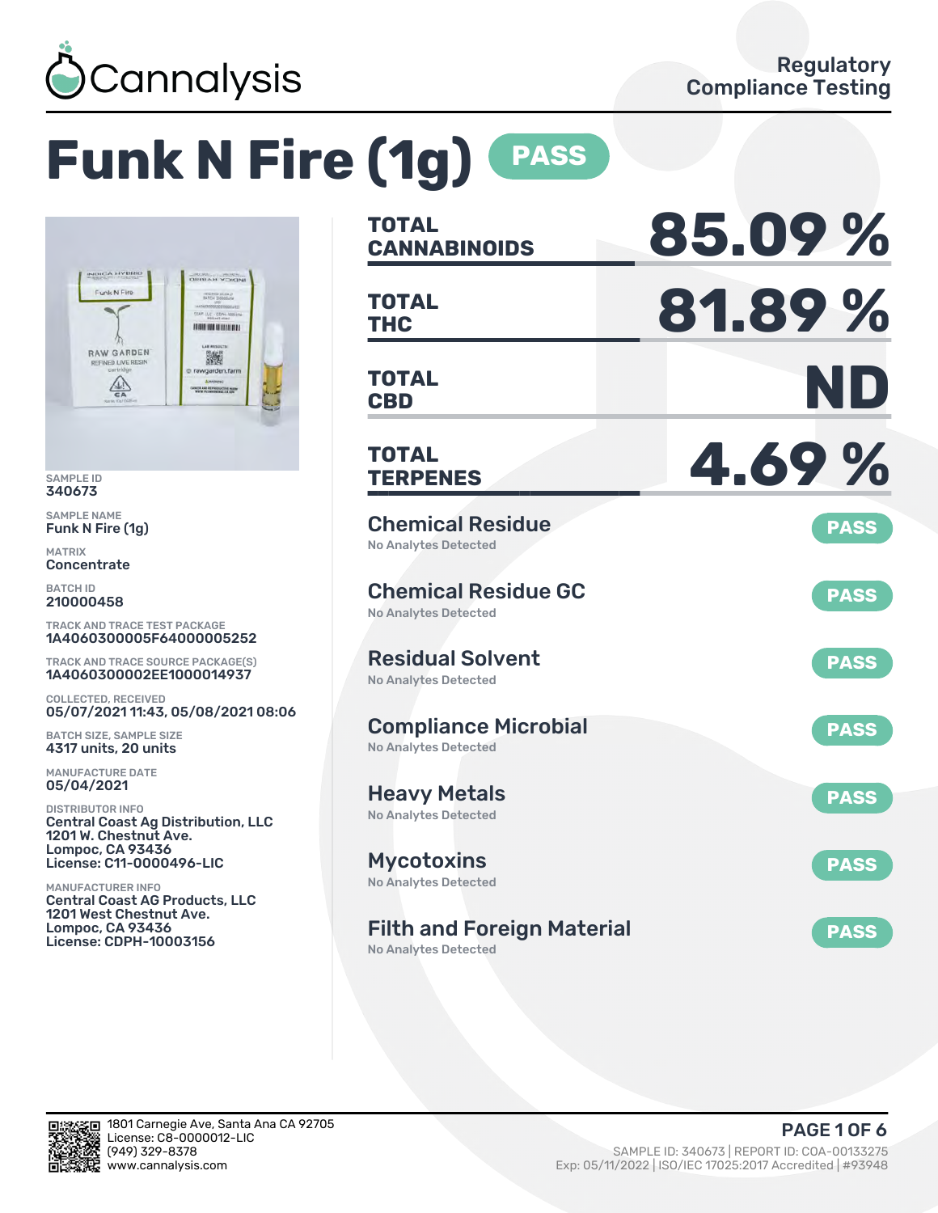# Cannalysis

Regulatory Compliance Testing

# Funk N Fire (1g) PASS

SAMPLE ID
340673

SAMPLE NAME
Funk N Fire (1g)

MATRIX
Concentrate

BATCH ID
210000458

TRACK AND TRACE TEST PACKAGE
1A4060300005F64000005252

TRACK AND TRACE SOURCE PACKAGE(S)
1A4060300002EE1000014937

COLLECTED, RECEIVED
05/07/2021 11:43, 05/08/2021 08:06

BATCH SIZE, SAMPLE SIZE
4317 units, 20 units

MANUFACTURE DATE
05/04/2021

DISTRIBUTOR INFO
Central Coast Ag Distribution, LLC
1201 W. Chestnut Ave.
Lompoc, CA 93436
License: C11-0000496-LIC

MANUFACTURER INFO
Central Coast AG Products, LLC
1201 West Chestnut Ave.
Lompoc, CA 93436
License: CDPH-10003156

| | |
|---|---|
| TOTAL CANNABINOIDS | 85.09 % |
| TOTAL THC | 81.89 % |
| TOTAL CBD | ND |
| TOTAL TERPENES | 4.69 % |

| Test | Result |
|---|---|
| Chemical Residue — No Analytes Detected | PASS |
| Chemical Residue GC — No Analytes Detected | PASS |
| Residual Solvent — No Analytes Detected | PASS |
| Compliance Microbial — No Analytes Detected | PASS |
| Heavy Metals — No Analytes Detected | PASS |
| Mycotoxins — No Analytes Detected | PASS |
| Filth and Foreign Material — No Analytes Detected | PASS |

1801 Carnegie Ave, Santa Ana CA 92705
License: C8-0000012-LIC
(949) 329-8378
www.cannalysis.com

SAMPLE ID: 340673 | REPORT ID: COA-00133275
Exp: 05/11/2022 | ISO/IEC 17025:2017 Accredited | #93948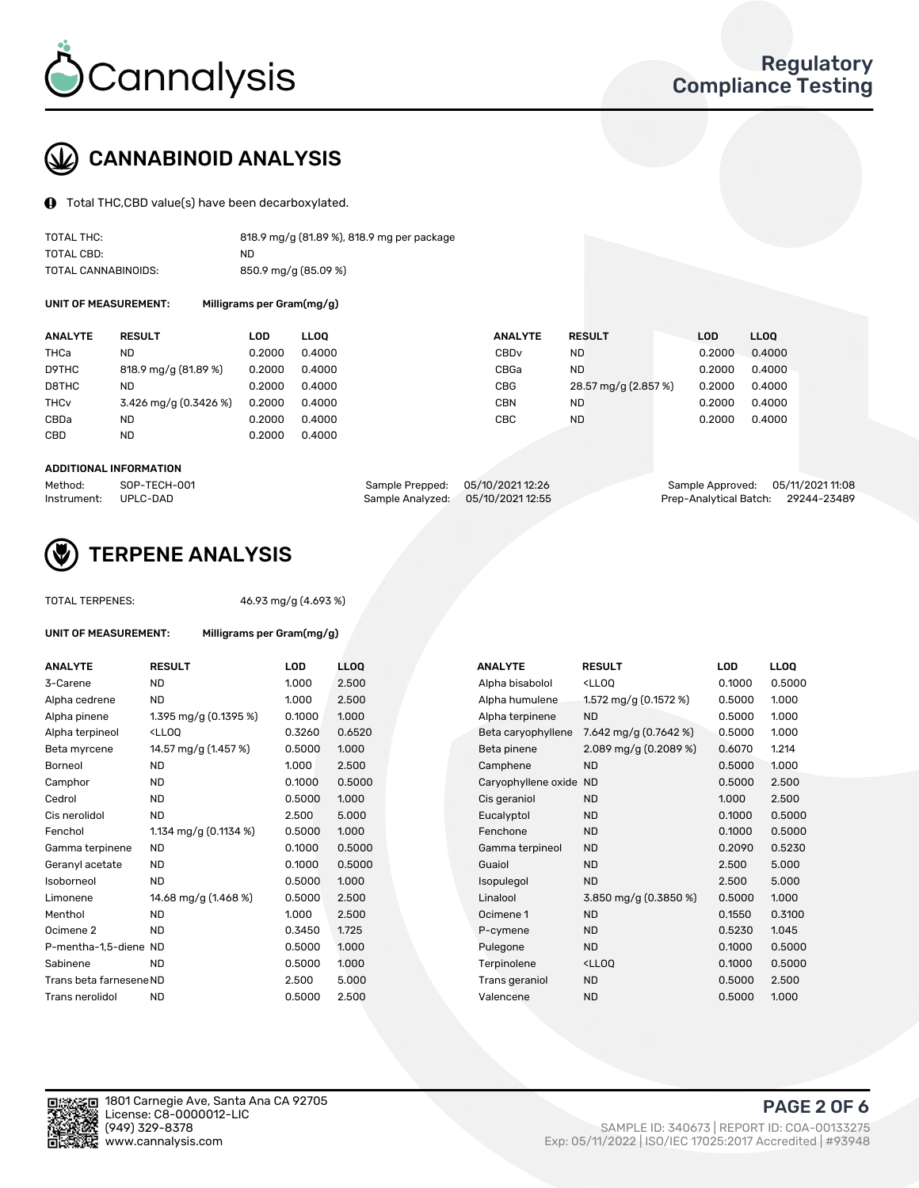# CANNABINOID ANALYSIS

Total THC,CBD value(s) have been decarboxylated.

| | |
|---|---|
| TOTAL THC: | 818.9 mg/g (81.89 %), 818.9 mg per package |
| TOTAL CBD: | ND |
| TOTAL CANNABINOIDS: | 850.9 mg/g (85.09 %) |

**UNIT OF MEASUREMENT:** Milligrams per Gram(mg/g)

| ANALYTE | RESULT | LOD | LLOQ | ANALYTE | RESULT | LOD | LLOQ |
|---|---|---|---|---|---|---|---|
| THCa | ND | 0.2000 | 0.4000 | CBDv | ND | 0.2000 | 0.4000 |
| D9THC | 818.9 mg/g (81.89 %) | 0.2000 | 0.4000 | CBGa | ND | 0.2000 | 0.4000 |
| D8THC | ND | 0.2000 | 0.4000 | CBG | 28.57 mg/g (2.857 %) | 0.2000 | 0.4000 |
| THCv | 3.426 mg/g (0.3426 %) | 0.2000 | 0.4000 | CBN | ND | 0.2000 | 0.4000 |
| CBDa | ND | 0.2000 | 0.4000 | CBC | ND | 0.2000 | 0.4000 |
| CBD | ND | 0.2000 | 0.4000 | | | | |

**ADDITIONAL INFORMATION**

| | | | | | |
|---|---|---|---|---|---|
| Method: | SOP-TECH-001 | Sample Prepped: | 05/10/2021 12:26 | Sample Approved: | 05/11/2021 11:08 |
| Instrument: | UPLC-DAD | Sample Analyzed: | 05/10/2021 12:55 | Prep-Analytical Batch: | 29244-23489 |

# TERPENE ANALYSIS

TOTAL TERPENES: 46.93 mg/g (4.693 %)

**UNIT OF MEASUREMENT:** Milligrams per Gram(mg/g)

| ANALYTE | RESULT | LOD | LLOQ | ANALYTE | RESULT | LOD | LLOQ |
|---|---|---|---|---|---|---|---|
| 3-Carene | ND | 1.000 | 2.500 | Alpha bisabolol | <LLOQ | 0.1000 | 0.5000 |
| Alpha cedrene | ND | 1.000 | 2.500 | Alpha humulene | 1.572 mg/g (0.1572 %) | 0.5000 | 1.000 |
| Alpha pinene | 1.395 mg/g (0.1395 %) | 0.1000 | 1.000 | Alpha terpinene | ND | 0.5000 | 1.000 |
| Alpha terpineol | <LLOQ | 0.3260 | 0.6520 | Beta caryophyllene | 7.642 mg/g (0.7642 %) | 0.5000 | 1.000 |
| Beta myrcene | 14.57 mg/g (1.457 %) | 0.5000 | 1.000 | Beta pinene | 2.089 mg/g (0.2089 %) | 0.6070 | 1.214 |
| Borneol | ND | 1.000 | 2.500 | Camphene | ND | 0.5000 | 1.000 |
| Camphor | ND | 0.1000 | 0.5000 | Caryophyllene oxide | ND | 0.5000 | 2.500 |
| Cedrol | ND | 0.5000 | 1.000 | Cis geraniol | ND | 1.000 | 2.500 |
| Cis nerolidol | ND | 2.500 | 5.000 | Eucalyptol | ND | 0.1000 | 0.5000 |
| Fenchol | 1.134 mg/g (0.1134 %) | 0.5000 | 1.000 | Fenchone | ND | 0.1000 | 0.5000 |
| Gamma terpinene | ND | 0.1000 | 0.5000 | Gamma terpineol | ND | 0.2090 | 0.5230 |
| Geranyl acetate | ND | 0.1000 | 0.5000 | Guaiol | ND | 2.500 | 5.000 |
| Isoborneol | ND | 0.5000 | 1.000 | Isopulegol | ND | 2.500 | 5.000 |
| Limonene | 14.68 mg/g (1.468 %) | 0.5000 | 2.500 | Linalool | 3.850 mg/g (0.3850 %) | 0.5000 | 1.000 |
| Menthol | ND | 1.000 | 2.500 | Ocimene 1 | ND | 0.1550 | 0.3100 |
| Ocimene 2 | ND | 0.3450 | 1.725 | P-cymene | ND | 0.5230 | 1.045 |
| P-mentha-1,5-diene | ND | 0.5000 | 1.000 | Pulegone | ND | 0.1000 | 0.5000 |
| Sabinene | ND | 0.5000 | 1.000 | Terpinolene | <LLOQ | 0.1000 | 0.5000 |
| Trans beta farnesene | ND | 2.500 | 5.000 | Trans geraniol | ND | 0.5000 | 2.500 |
| Trans nerolidol | ND | 0.5000 | 2.500 | Valencene | ND | 0.5000 | 1.000 |

1801 Carnegie Ave, Santa Ana CA 92705
License: C8-0000012-LIC
(949) 329-8378
www.cannalysis.com

SAMPLE ID: 340673 | REPORT ID: COA-00133275
Exp: 05/11/2022 | ISO/IEC 17025:2017 Accredited | #93948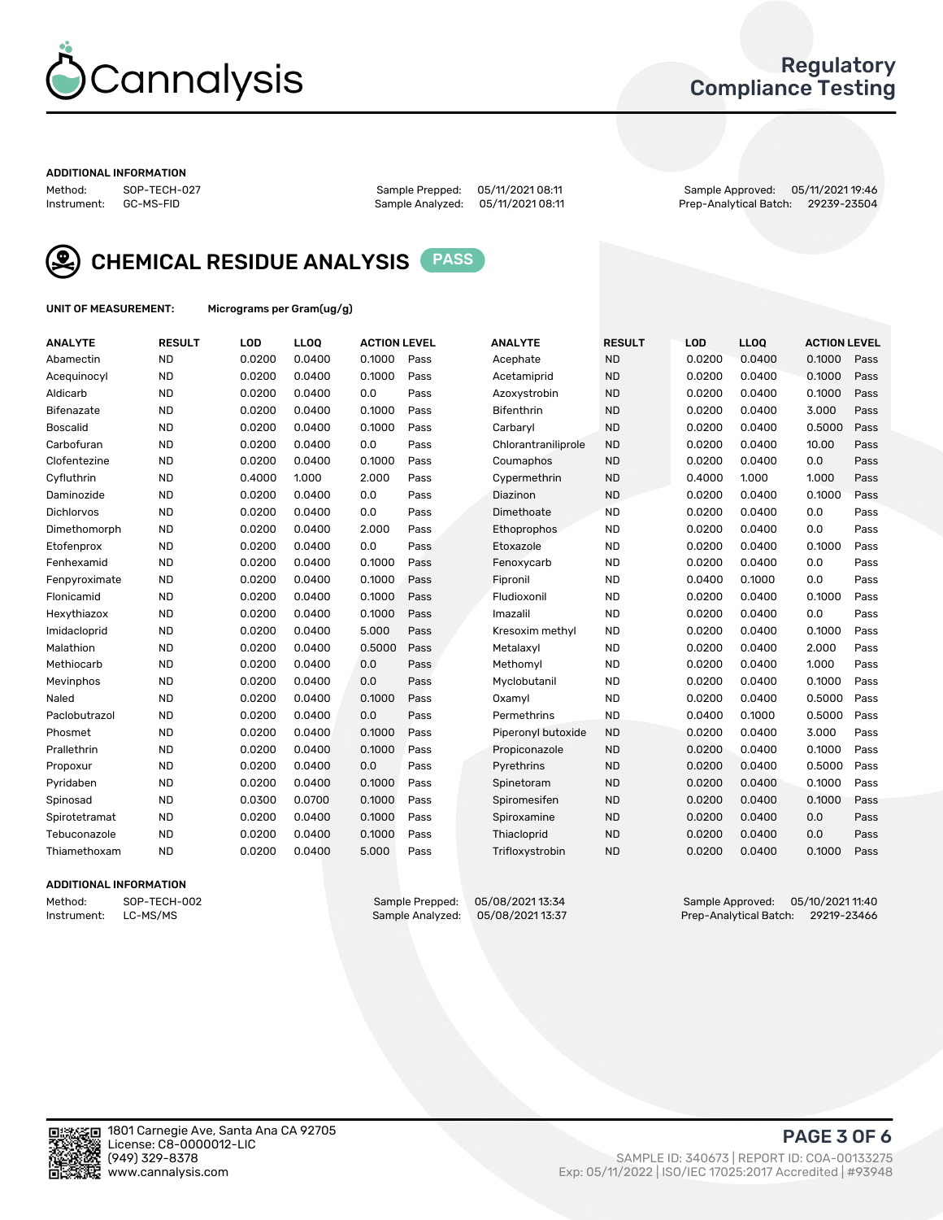# Cannalysis

Regulatory Compliance Testing

**ADDITIONAL INFORMATION**

Method: SOP-TECH-027
Instrument: GC-MS-FID

Sample Prepped: 05/11/2021 08:11
Sample Analyzed: 05/11/2021 08:11

Sample Approved: 05/11/2021 19:46
Prep-Analytical Batch: 29239-23504

## CHEMICAL RESIDUE ANALYSIS PASS

**UNIT OF MEASUREMENT:** Micrograms per Gram(ug/g)

| ANALYTE | RESULT | LOD | LLOQ | ACTION LEVEL | | ANALYTE | RESULT | LOD | LLOQ | ACTION LEVEL | |
|---|---|---|---|---|---|---|---|---|---|---|---|
| Abamectin | ND | 0.0200 | 0.0400 | 0.1000 | Pass | Acephate | ND | 0.0200 | 0.0400 | 0.1000 | Pass |
| Acequinocyl | ND | 0.0200 | 0.0400 | 0.1000 | Pass | Acetamiprid | ND | 0.0200 | 0.0400 | 0.1000 | Pass |
| Aldicarb | ND | 0.0200 | 0.0400 | 0.0 | Pass | Azoxystrobin | ND | 0.0200 | 0.0400 | 0.1000 | Pass |
| Bifenazate | ND | 0.0200 | 0.0400 | 0.1000 | Pass | Bifenthrin | ND | 0.0200 | 0.0400 | 3.000 | Pass |
| Boscalid | ND | 0.0200 | 0.0400 | 0.1000 | Pass | Carbaryl | ND | 0.0200 | 0.0400 | 0.5000 | Pass |
| Carbofuran | ND | 0.0200 | 0.0400 | 0.0 | Pass | Chlorantraniliprole | ND | 0.0200 | 0.0400 | 10.00 | Pass |
| Clofentezine | ND | 0.0200 | 0.0400 | 0.1000 | Pass | Coumaphos | ND | 0.0200 | 0.0400 | 0.0 | Pass |
| Cyfluthrin | ND | 0.4000 | 1.000 | 2.000 | Pass | Cypermethrin | ND | 0.4000 | 1.000 | 1.000 | Pass |
| Daminozide | ND | 0.0200 | 0.0400 | 0.0 | Pass | Diazinon | ND | 0.0200 | 0.0400 | 0.1000 | Pass |
| Dichlorvos | ND | 0.0200 | 0.0400 | 0.0 | Pass | Dimethoate | ND | 0.0200 | 0.0400 | 0.0 | Pass |
| Dimethomorph | ND | 0.0200 | 0.0400 | 2.000 | Pass | Ethoprophos | ND | 0.0200 | 0.0400 | 0.0 | Pass |
| Etofenprox | ND | 0.0200 | 0.0400 | 0.0 | Pass | Etoxazole | ND | 0.0200 | 0.0400 | 0.1000 | Pass |
| Fenhexamid | ND | 0.0200 | 0.0400 | 0.1000 | Pass | Fenoxycarb | ND | 0.0200 | 0.0400 | 0.0 | Pass |
| Fenpyroximate | ND | 0.0200 | 0.0400 | 0.1000 | Pass | Fipronil | ND | 0.0400 | 0.1000 | 0.0 | Pass |
| Flonicamid | ND | 0.0200 | 0.0400 | 0.1000 | Pass | Fludioxonil | ND | 0.0200 | 0.0400 | 0.1000 | Pass |
| Hexythiazox | ND | 0.0200 | 0.0400 | 0.1000 | Pass | Imazalil | ND | 0.0200 | 0.0400 | 0.0 | Pass |
| Imidacloprid | ND | 0.0200 | 0.0400 | 5.000 | Pass | Kresoxim methyl | ND | 0.0200 | 0.0400 | 0.1000 | Pass |
| Malathion | ND | 0.0200 | 0.0400 | 0.5000 | Pass | Metalaxyl | ND | 0.0200 | 0.0400 | 2.000 | Pass |
| Methiocarb | ND | 0.0200 | 0.0400 | 0.0 | Pass | Methomyl | ND | 0.0200 | 0.0400 | 1.000 | Pass |
| Mevinphos | ND | 0.0200 | 0.0400 | 0.0 | Pass | Myclobutanil | ND | 0.0200 | 0.0400 | 0.1000 | Pass |
| Naled | ND | 0.0200 | 0.0400 | 0.1000 | Pass | Oxamyl | ND | 0.0200 | 0.0400 | 0.5000 | Pass |
| Paclobutrazol | ND | 0.0200 | 0.0400 | 0.0 | Pass | Permethrins | ND | 0.0400 | 0.1000 | 0.5000 | Pass |
| Phosmet | ND | 0.0200 | 0.0400 | 0.1000 | Pass | Piperonyl butoxide | ND | 0.0200 | 0.0400 | 3.000 | Pass |
| Prallethrin | ND | 0.0200 | 0.0400 | 0.1000 | Pass | Propiconazole | ND | 0.0200 | 0.0400 | 0.1000 | Pass |
| Propoxur | ND | 0.0200 | 0.0400 | 0.0 | Pass | Pyrethrins | ND | 0.0200 | 0.0400 | 0.5000 | Pass |
| Pyridaben | ND | 0.0200 | 0.0400 | 0.1000 | Pass | Spinetoram | ND | 0.0200 | 0.0400 | 0.1000 | Pass |
| Spinosad | ND | 0.0300 | 0.0700 | 0.1000 | Pass | Spiromesifen | ND | 0.0200 | 0.0400 | 0.1000 | Pass |
| Spirotetramat | ND | 0.0200 | 0.0400 | 0.1000 | Pass | Spiroxamine | ND | 0.0200 | 0.0400 | 0.0 | Pass |
| Tebuconazole | ND | 0.0200 | 0.0400 | 0.1000 | Pass | Thiacloprid | ND | 0.0200 | 0.0400 | 0.0 | Pass |
| Thiamethoxam | ND | 0.0200 | 0.0400 | 5.000 | Pass | Trifloxystrobin | ND | 0.0200 | 0.0400 | 0.1000 | Pass |

**ADDITIONAL INFORMATION**

Method: SOP-TECH-002
Instrument: LC-MS/MS

Sample Prepped: 05/08/2021 13:34
Sample Analyzed: 05/08/2021 13:37

Sample Approved: 05/10/2021 11:40
Prep-Analytical Batch: 29219-23466

1801 Carnegie Ave, Santa Ana CA 92705
License: C8-0000012-LIC
(949) 329-8378
www.cannalysis.com

SAMPLE ID: 340673 | REPORT ID: COA-00133275
Exp: 05/11/2022 | ISO/IEC 17025:2017 Accredited | #93948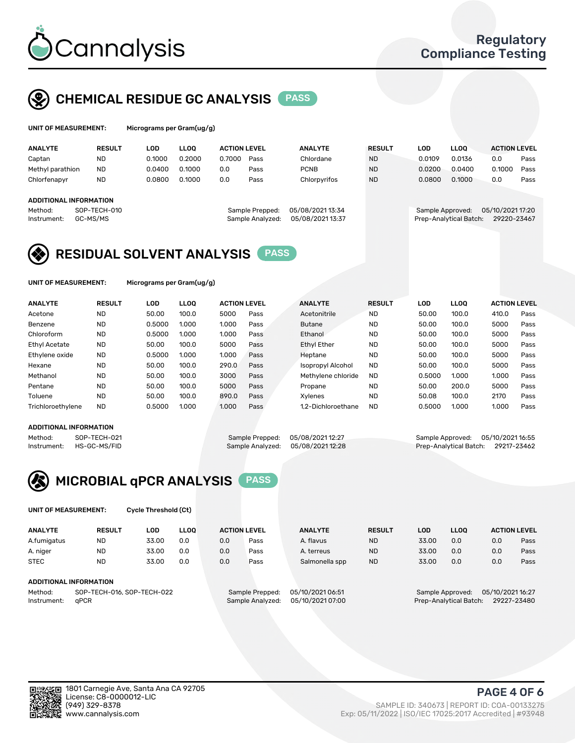# Cannalysis

Regulatory Compliance Testing

## CHEMICAL RESIDUE GC ANALYSIS PASS

UNIT OF MEASUREMENT: Micrograms per Gram(ug/g)

| ANALYTE | RESULT | LOD | LLOQ | ACTION LEVEL | | ANALYTE | RESULT | LOD | LLOQ | ACTION LEVEL | |
|---|---|---|---|---|---|---|---|---|---|---|---|
| Captan | ND | 0.1000 | 0.2000 | 0.7000 | Pass | Chlordane | ND | 0.0109 | 0.0136 | 0.0 | Pass |
| Methyl parathion | ND | 0.0400 | 0.1000 | 0.0 | Pass | PCNB | ND | 0.0200 | 0.0400 | 0.1000 | Pass |
| Chlorfenapyr | ND | 0.0800 | 0.1000 | 0.0 | Pass | Chlorpyrifos | ND | 0.0800 | 0.1000 | 0.0 | Pass |

**ADDITIONAL INFORMATION**

Method: SOP-TECH-010
Instrument: GC-MS/MS
Sample Prepped: 05/08/2021 13:34
Sample Analyzed: 05/08/2021 13:37
Sample Approved: 05/10/2021 17:20
Prep-Analytical Batch: 29220-23467

## RESIDUAL SOLVENT ANALYSIS PASS

UNIT OF MEASUREMENT: Micrograms per Gram(ug/g)

| ANALYTE | RESULT | LOD | LLOQ | ACTION LEVEL | | ANALYTE | RESULT | LOD | LLOQ | ACTION LEVEL | |
|---|---|---|---|---|---|---|---|---|---|---|---|
| Acetone | ND | 50.00 | 100.0 | 5000 | Pass | Acetonitrile | ND | 50.00 | 100.0 | 410.0 | Pass |
| Benzene | ND | 0.5000 | 1.000 | 1.000 | Pass | Butane | ND | 50.00 | 100.0 | 5000 | Pass |
| Chloroform | ND | 0.5000 | 1.000 | 1.000 | Pass | Ethanol | ND | 50.00 | 100.0 | 5000 | Pass |
| Ethyl Acetate | ND | 50.00 | 100.0 | 5000 | Pass | Ethyl Ether | ND | 50.00 | 100.0 | 5000 | Pass |
| Ethylene oxide | ND | 0.5000 | 1.000 | 1.000 | Pass | Heptane | ND | 50.00 | 100.0 | 5000 | Pass |
| Hexane | ND | 50.00 | 100.0 | 290.0 | Pass | Isopropyl Alcohol | ND | 50.00 | 100.0 | 5000 | Pass |
| Methanol | ND | 50.00 | 100.0 | 3000 | Pass | Methylene chloride | ND | 0.5000 | 1.000 | 1.000 | Pass |
| Pentane | ND | 50.00 | 100.0 | 5000 | Pass | Propane | ND | 50.00 | 200.0 | 5000 | Pass |
| Toluene | ND | 50.00 | 100.0 | 890.0 | Pass | Xylenes | ND | 50.08 | 100.0 | 2170 | Pass |
| Trichloroethylene | ND | 0.5000 | 1.000 | 1.000 | Pass | 1,2-Dichloroethane | ND | 0.5000 | 1.000 | 1.000 | Pass |

**ADDITIONAL INFORMATION**

Method: SOP-TECH-021
Instrument: HS-GC-MS/FID
Sample Prepped: 05/08/2021 12:27
Sample Analyzed: 05/08/2021 12:28
Sample Approved: 05/10/2021 16:55
Prep-Analytical Batch: 29217-23462

## MICROBIAL qPCR ANALYSIS PASS

UNIT OF MEASUREMENT: Cycle Threshold (Ct)

| ANALYTE | RESULT | LOD | LLOQ | ACTION LEVEL | | ANALYTE | RESULT | LOD | LLOQ | ACTION LEVEL | |
|---|---|---|---|---|---|---|---|---|---|---|---|
| A.fumigatus | ND | 33.00 | 0.0 | 0.0 | Pass | A. flavus | ND | 33.00 | 0.0 | 0.0 | Pass |
| A. niger | ND | 33.00 | 0.0 | 0.0 | Pass | A. terreus | ND | 33.00 | 0.0 | 0.0 | Pass |
| STEC | ND | 33.00 | 0.0 | 0.0 | Pass | Salmonella spp | ND | 33.00 | 0.0 | 0.0 | Pass |

**ADDITIONAL INFORMATION**

Method: SOP-TECH-016, SOP-TECH-022
Instrument: qPCR
Sample Prepped: 05/10/2021 06:51
Sample Analyzed: 05/10/2021 07:00
Sample Approved: 05/10/2021 16:27
Prep-Analytical Batch: 29227-23480

1801 Carnegie Ave, Santa Ana CA 92705
License: C8-0000012-LIC
(949) 329-8378
www.cannalysis.com

SAMPLE ID: 340673 | REPORT ID: COA-00133275
Exp: 05/11/2022 | ISO/IEC 17025:2017 Accredited | #93948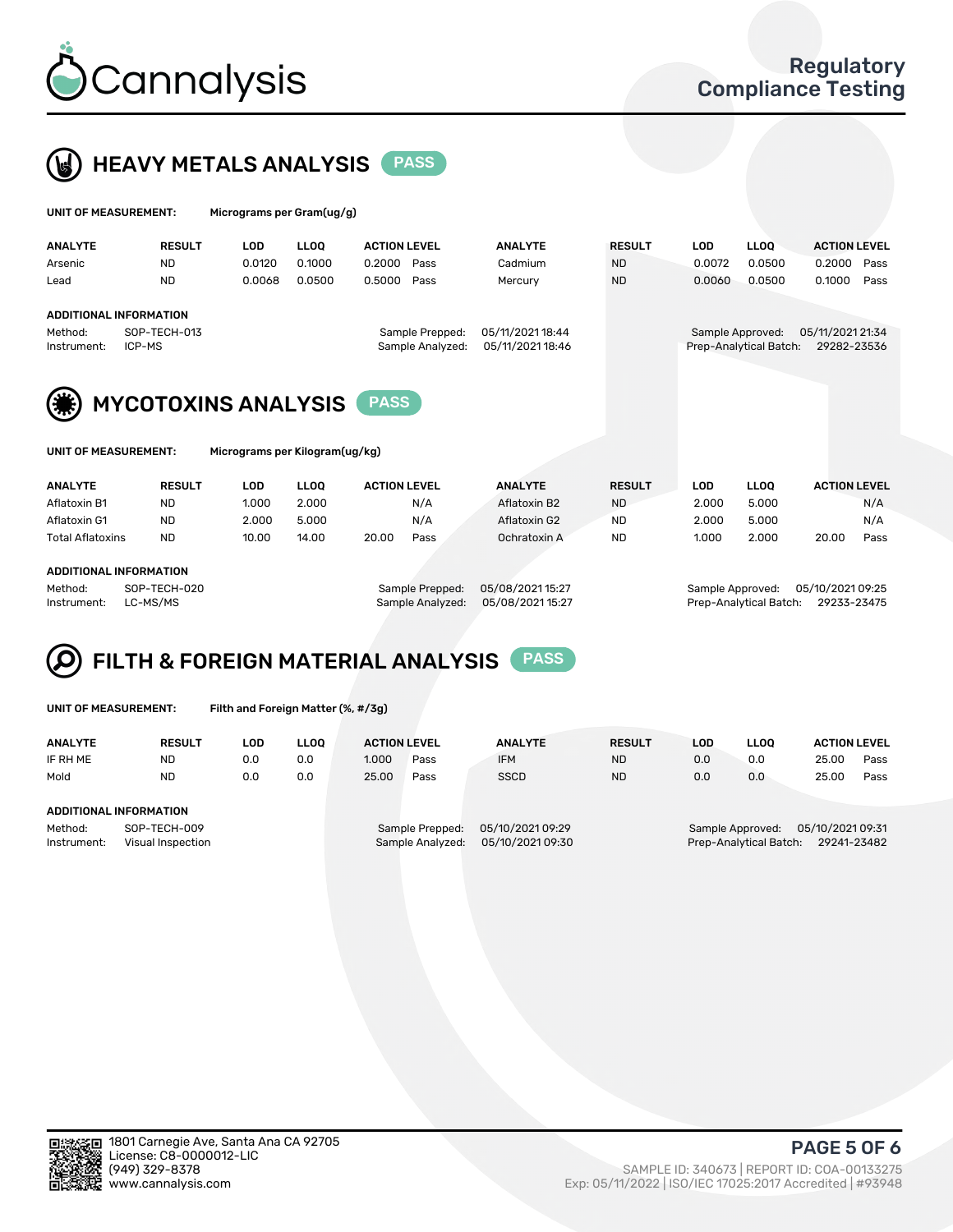# Cannalysis

Regulatory Compliance Testing

## HEAVY METALS ANALYSIS PASS

**UNIT OF MEASUREMENT:** Micrograms per Gram(ug/g)

| ANALYTE | RESULT | LOD | LLOQ | ACTION LEVEL | | ANALYTE | RESULT | LOD | LLOQ | ACTION LEVEL | |
|---|---|---|---|---|---|---|---|---|---|---|---|
| Arsenic | ND | 0.0120 | 0.1000 | 0.2000 | Pass | Cadmium | ND | 0.0072 | 0.0500 | 0.2000 | Pass |
| Lead | ND | 0.0068 | 0.0500 | 0.5000 | Pass | Mercury | ND | 0.0060 | 0.0500 | 0.1000 | Pass |

**ADDITIONAL INFORMATION**

Method: SOP-TECH-013
Instrument: ICP-MS
Sample Prepped: 05/11/2021 18:44
Sample Analyzed: 05/11/2021 18:46
Sample Approved: 05/11/2021 21:34
Prep-Analytical Batch: 29282-23536

## MYCOTOXINS ANALYSIS PASS

**UNIT OF MEASUREMENT:** Micrograms per Kilogram(ug/kg)

| ANALYTE | RESULT | LOD | LLOQ | ACTION LEVEL | | ANALYTE | RESULT | LOD | LLOQ | ACTION LEVEL | |
|---|---|---|---|---|---|---|---|---|---|---|---|
| Aflatoxin B1 | ND | 1.000 | 2.000 | | N/A | Aflatoxin B2 | ND | 2.000 | 5.000 | | N/A |
| Aflatoxin G1 | ND | 2.000 | 5.000 | | N/A | Aflatoxin G2 | ND | 2.000 | 5.000 | | N/A |
| Total Aflatoxins | ND | 10.00 | 14.00 | 20.00 | Pass | Ochratoxin A | ND | 1.000 | 2.000 | 20.00 | Pass |

**ADDITIONAL INFORMATION**

Method: SOP-TECH-020
Instrument: LC-MS/MS
Sample Prepped: 05/08/2021 15:27
Sample Analyzed: 05/08/2021 15:27
Sample Approved: 05/10/2021 09:25
Prep-Analytical Batch: 29233-23475

## FILTH & FOREIGN MATERIAL ANALYSIS PASS

**UNIT OF MEASUREMENT:** Filth and Foreign Matter (%, #/3g)

| ANALYTE | RESULT | LOD | LLOQ | ACTION LEVEL | | ANALYTE | RESULT | LOD | LLOQ | ACTION LEVEL | |
|---|---|---|---|---|---|---|---|---|---|---|---|
| IF RH ME | ND | 0.0 | 0.0 | 1.000 | Pass | IFM | ND | 0.0 | 0.0 | 25.00 | Pass |
| Mold | ND | 0.0 | 0.0 | 25.00 | Pass | SSCD | ND | 0.0 | 0.0 | 25.00 | Pass |

**ADDITIONAL INFORMATION**

Method: SOP-TECH-009
Instrument: Visual Inspection
Sample Prepped: 05/10/2021 09:29
Sample Analyzed: 05/10/2021 09:30
Sample Approved: 05/10/2021 09:31
Prep-Analytical Batch: 29241-23482

1801 Carnegie Ave, Santa Ana CA 92705
License: C8-0000012-LIC
(949) 329-8378
www.cannalysis.com

SAMPLE ID: 340673 | REPORT ID: COA-00133275
Exp: 05/11/2022 | ISO/IEC 17025:2017 Accredited | #93948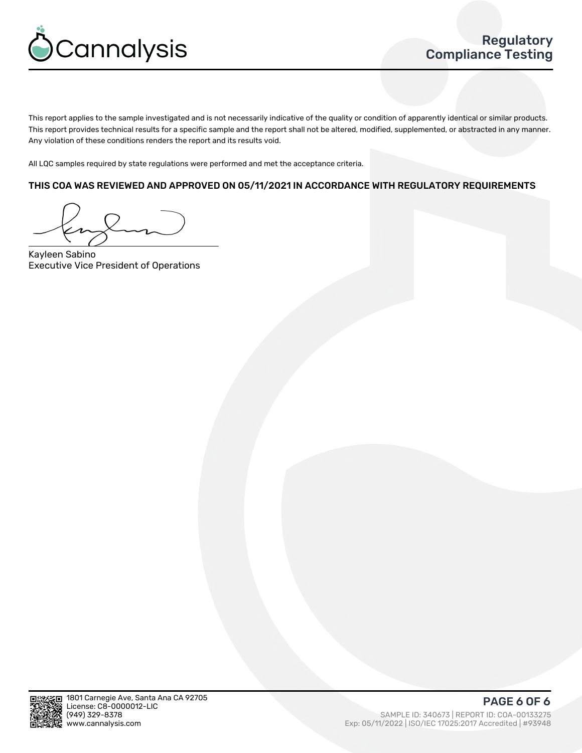This report applies to the sample investigated and is not necessarily indicative of the quality or condition of apparently identical or similar products. This report provides technical results for a specific sample and the report shall not be altered, modified, supplemented, or abstracted in any manner. Any violation of these conditions renders the report and its results void.

All LQC samples required by state regulations were performed and met the acceptance criteria.

**THIS COA WAS REVIEWED AND APPROVED ON 05/11/2021 IN ACCORDANCE WITH REGULATORY REQUIREMENTS**

Kayleen Sabino
Executive Vice President of Operations